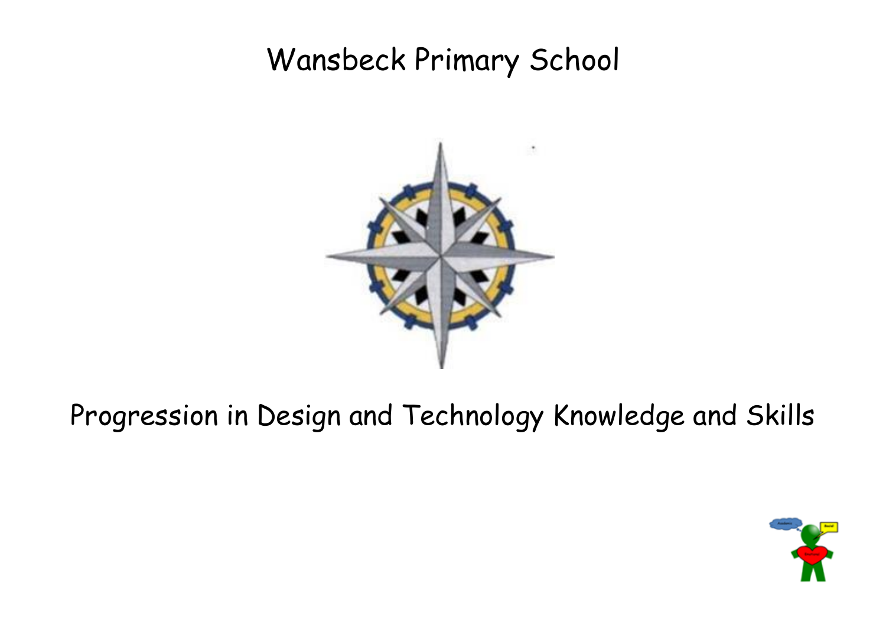# Wansbeck Primary School

## Progression in Design and Technology Knowledge and Skills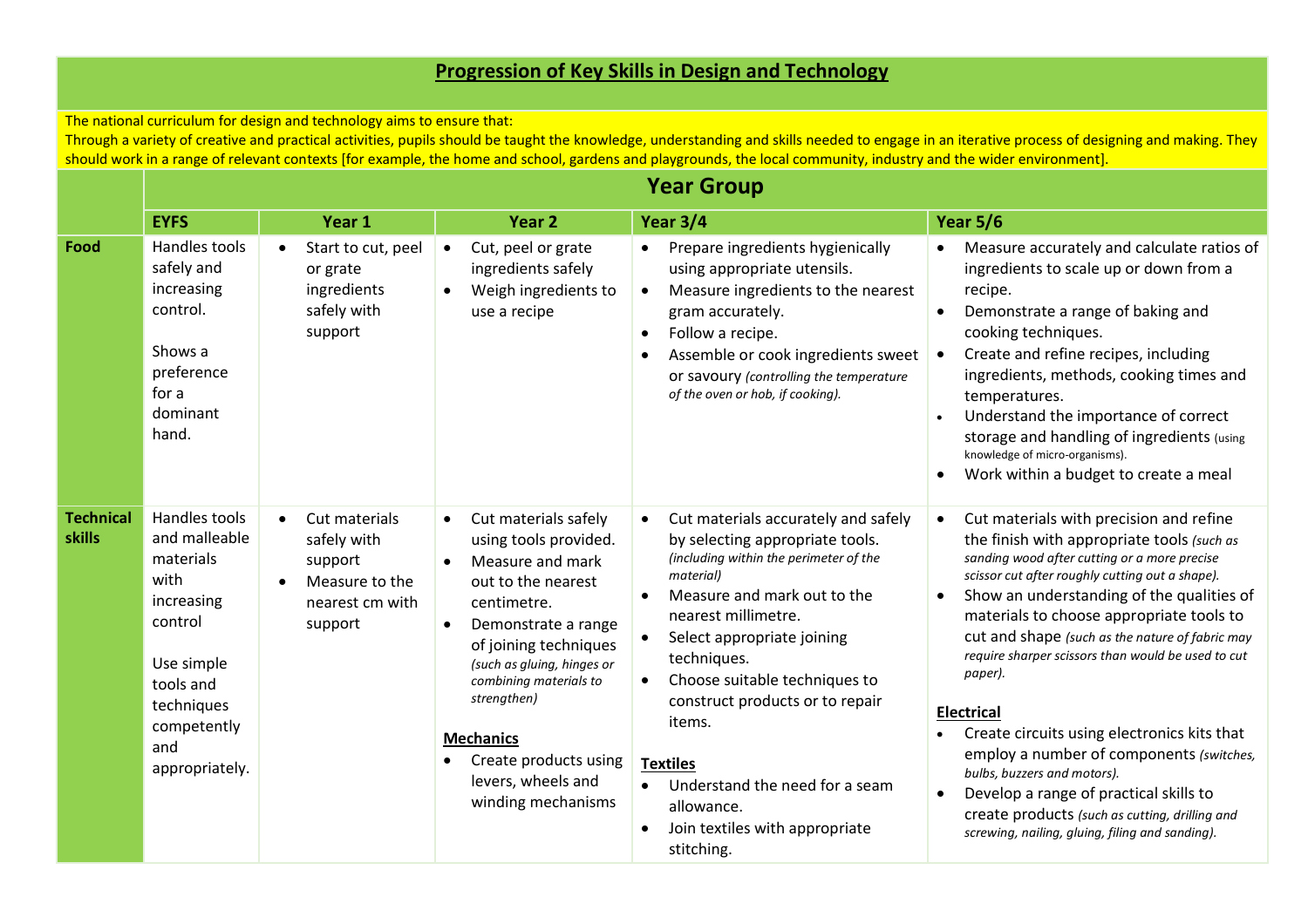# Progression of Key Skills in Design and Technology

The national curriculum for design and technology aims to ensure that:
Through a variety of creative and practical activities, pupils should be taught the knowledge, understanding and skills needed to engage in an iterative process of designing and making. They should work in a range of relevant contexts [for example, the home and school, gardens and playgrounds, the local community, industry and the wider environment].

| | Year Group | | | | |
|---|---|---|---|---|---|
| | **EYFS** | **Year 1** | **Year 2** | **Year 3/4** | **Year 5/6** |
| **Food** | Handles tools safely and increasing control.<br><br>Shows a preference for a dominant hand. | • Start to cut, peel or grate ingredients safely with support | • Cut, peel or grate ingredients safely<br>• Weigh ingredients to use a recipe | • Prepare ingredients hygienically using appropriate utensils.<br>• Measure ingredients to the nearest gram accurately.<br>• Follow a recipe.<br>• Assemble or cook ingredients sweet or savoury *(controlling the temperature of the oven or hob, if cooking).* | • Measure accurately and calculate ratios of ingredients to scale up or down from a recipe.<br>• Demonstrate a range of baking and cooking techniques.<br>• Create and refine recipes, including ingredients, methods, cooking times and temperatures.<br>• Understand the importance of correct storage and handling of ingredients (using knowledge of micro-organisms).<br>• Work within a budget to create a meal |
| **Technical skills** | Handles tools and malleable materials with increasing control<br><br>Use simple tools and techniques competently and appropriately. | • Cut materials safely with support<br>• Measure to the nearest cm with support | • Cut materials safely using tools provided.<br>• Measure and mark out to the nearest centimetre.<br>• Demonstrate a range of joining techniques *(such as gluing, hinges or combining materials to strengthen)*<br><br>**Mechanics**<br>• Create products using levers, wheels and winding mechanisms | • Cut materials accurately and safely by selecting appropriate tools. *(including within the perimeter of the material)*<br>• Measure and mark out to the nearest millimetre.<br>• Select appropriate joining techniques.<br>• Choose suitable techniques to construct products or to repair items.<br><br>**Textiles**<br>• Understand the need for a seam allowance.<br>• Join textiles with appropriate stitching. | • Cut materials with precision and refine the finish with appropriate tools *(such as sanding wood after cutting or a more precise scissor cut after roughly cutting out a shape).*<br>• Show an understanding of the qualities of materials to choose appropriate tools to cut and shape *(such as the nature of fabric may require sharper scissors than would be used to cut paper).*<br><br>**Electrical**<br>• Create circuits using electronics kits that employ a number of components *(switches, bulbs, buzzers and motors).*<br>• Develop a range of practical skills to create products *(such as cutting, drilling and screwing, nailing, gluing, filing and sanding).* |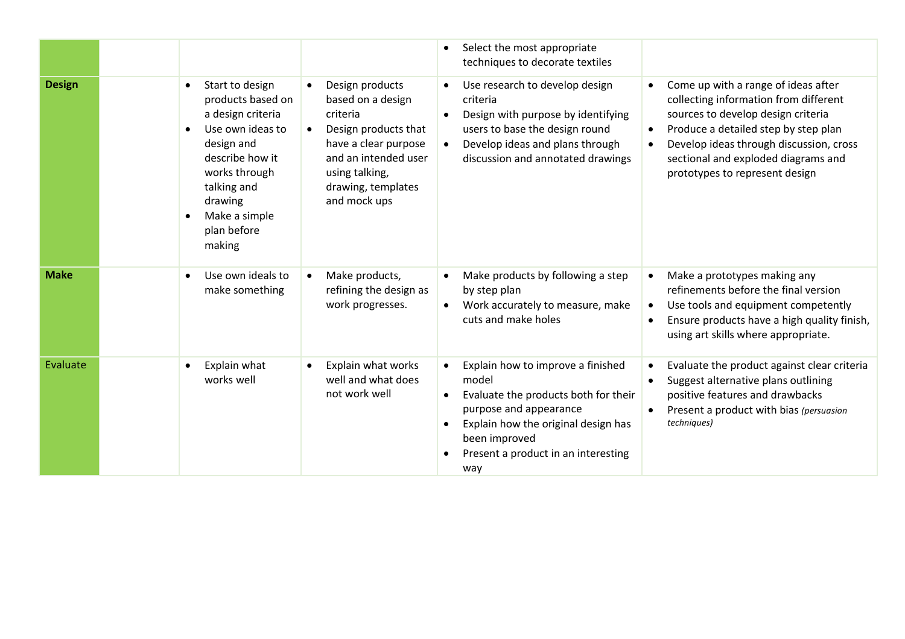| | | | | | |
|---|---|---|---|---|---|
| | | | | • Select the most appropriate techniques to decorate textiles | |
| **Design** | | • Start to design products based on a design criteria<br>• Use own ideas to design and describe how it works through talking and drawing<br>• Make a simple plan before making | • Design products based on a design criteria<br>• Design products that have a clear purpose and an intended user using talking, drawing, templates and mock ups | • Use research to develop design criteria<br>• Design with purpose by identifying users to base the design round<br>• Develop ideas and plans through discussion and annotated drawings | • Come up with a range of ideas after collecting information from different sources to develop design criteria<br>• Produce a detailed step by step plan<br>• Develop ideas through discussion, cross sectional and exploded diagrams and prototypes to represent design |
| **Make** | | • Use own ideals to make something | • Make products, refining the design as work progresses. | • Make products by following a step by step plan<br>• Work accurately to measure, make cuts and make holes | • Make a prototypes making any refinements before the final version<br>• Use tools and equipment competently<br>• Ensure products have a high quality finish, using art skills where appropriate. |
| Evaluate | | • Explain what works well | • Explain what works well and what does not work well | • Explain how to improve a finished model<br>• Evaluate the products both for their purpose and appearance<br>• Explain how the original design has been improved<br>• Present a product in an interesting way | • Evaluate the product against clear criteria<br>• Suggest alternative plans outlining positive features and drawbacks<br>• Present a product with bias *(persuasion techniques)* |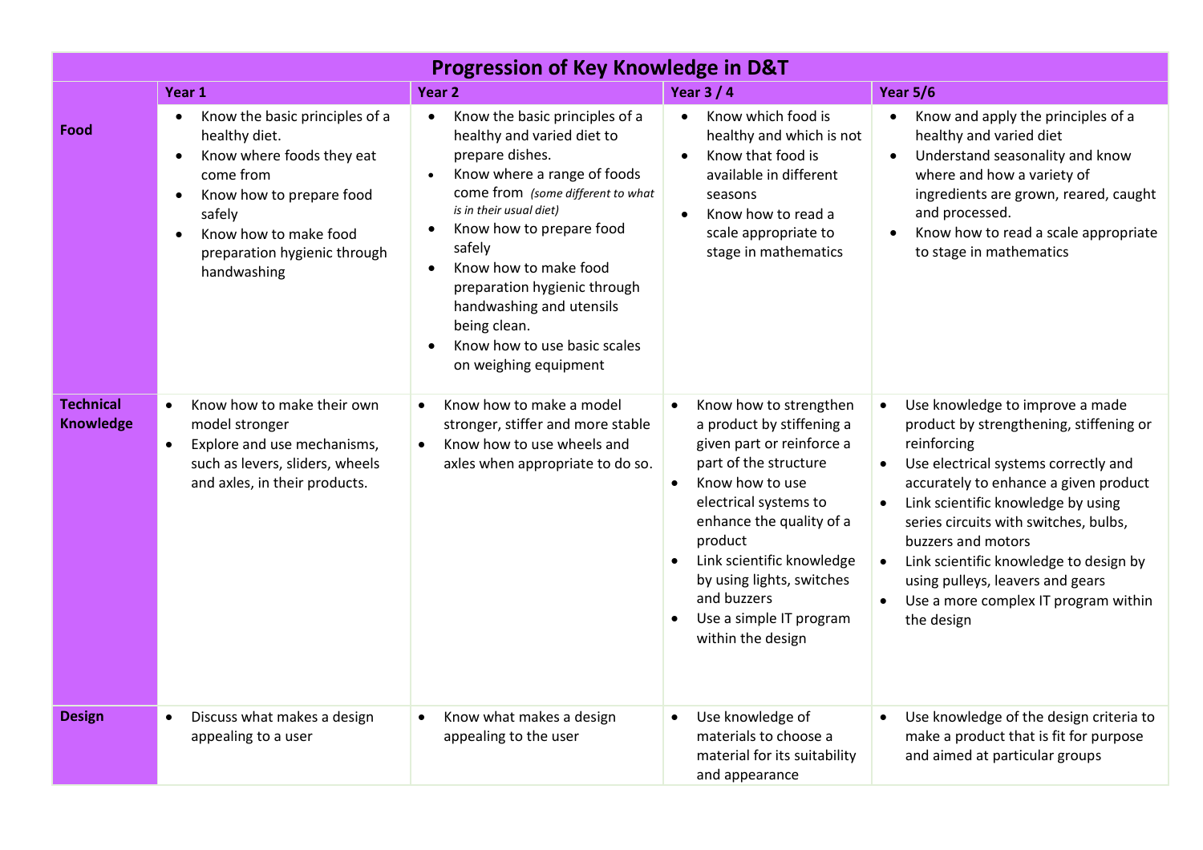| Progression of Key Knowledge in D&T | | | | |
|---|---|---|---|---|
| | **Year 1** | **Year 2** | **Year 3 / 4** | **Year 5/6** |
| **Food** | • Know the basic principles of a healthy diet.<br>• Know where foods they eat come from<br>• Know how to prepare food safely<br>• Know how to make food preparation hygienic through handwashing | • Know the basic principles of a healthy and varied diet to prepare dishes.<br>• Know where a range of foods come from *(some different to what is in their usual diet)*<br>• Know how to prepare food safely<br>• Know how to make food preparation hygienic through handwashing and utensils being clean.<br>• Know how to use basic scales on weighing equipment | • Know which food is healthy and which is not<br>• Know that food is available in different seasons<br>• Know how to read a scale appropriate to stage in mathematics | • Know and apply the principles of a healthy and varied diet<br>• Understand seasonality and know where and how a variety of ingredients are grown, reared, caught and processed.<br>• Know how to read a scale appropriate to stage in mathematics |
| **Technical Knowledge** | • Know how to make their own model stronger<br>• Explore and use mechanisms, such as levers, sliders, wheels and axles, in their products. | • Know how to make a model stronger, stiffer and more stable<br>• Know how to use wheels and axles when appropriate to do so. | • Know how to strengthen a product by stiffening a given part or reinforce a part of the structure<br>• Know how to use electrical systems to enhance the quality of a product<br>• Link scientific knowledge by using lights, switches and buzzers<br>• Use a simple IT program within the design | • Use knowledge to improve a made product by strengthening, stiffening or reinforcing<br>• Use electrical systems correctly and accurately to enhance a given product<br>• Link scientific knowledge by using series circuits with switches, bulbs, buzzers and motors<br>• Link scientific knowledge to design by using pulleys, leavers and gears<br>• Use a more complex IT program within the design |
| **Design** | • Discuss what makes a design appealing to a user | • Know what makes a design appealing to the user | • Use knowledge of materials to choose a material for its suitability and appearance | • Use knowledge of the design criteria to make a product that is fit for purpose and aimed at particular groups |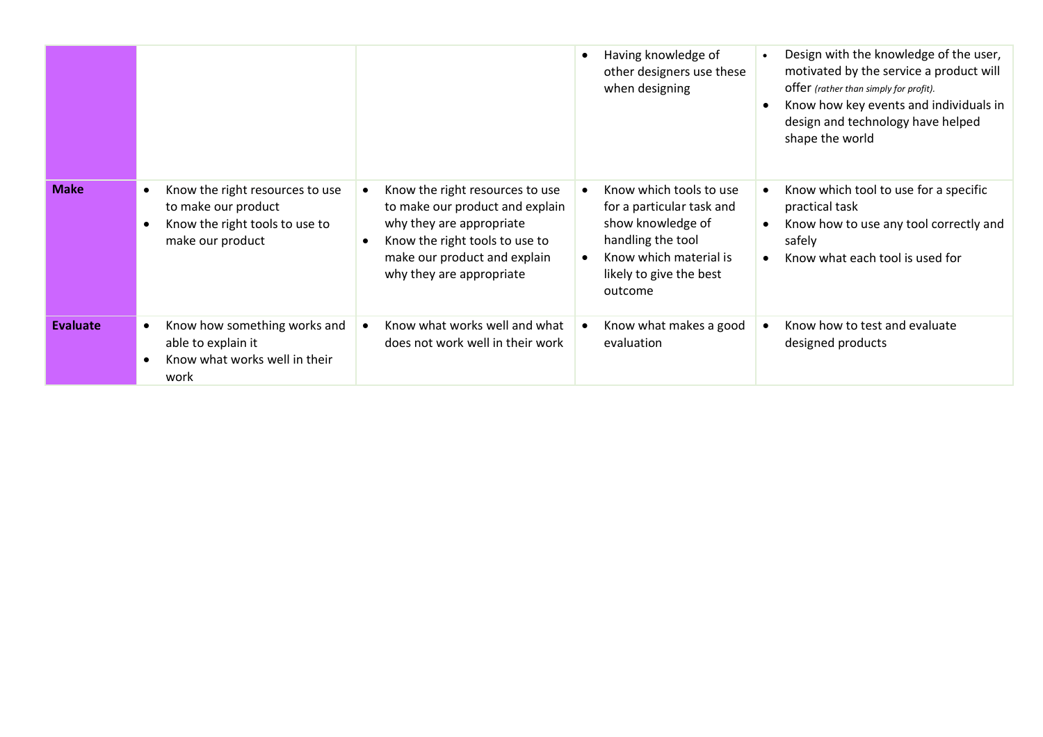| | | | | |
|---|---|---|---|---|
| | | | • Having knowledge of other designers use these when designing | • Design with the knowledge of the user, motivated by the service a product will offer *(rather than simply for profit).*<br>• Know how key events and individuals in design and technology have helped shape the world |
| **Make** | • Know the right resources to use to make our product<br>• Know the right tools to use to make our product | • Know the right resources to use to make our product and explain why they are appropriate<br>• Know the right tools to use to make our product and explain why they are appropriate | • Know which tools to use for a particular task and show knowledge of handling the tool<br>• Know which material is likely to give the best outcome | • Know which tool to use for a specific practical task<br>• Know how to use any tool correctly and safely<br>• Know what each tool is used for |
| **Evaluate** | • Know how something works and able to explain it<br>• Know what works well in their work | • Know what works well and what does not work well in their work | • Know what makes a good evaluation | • Know how to test and evaluate designed products |